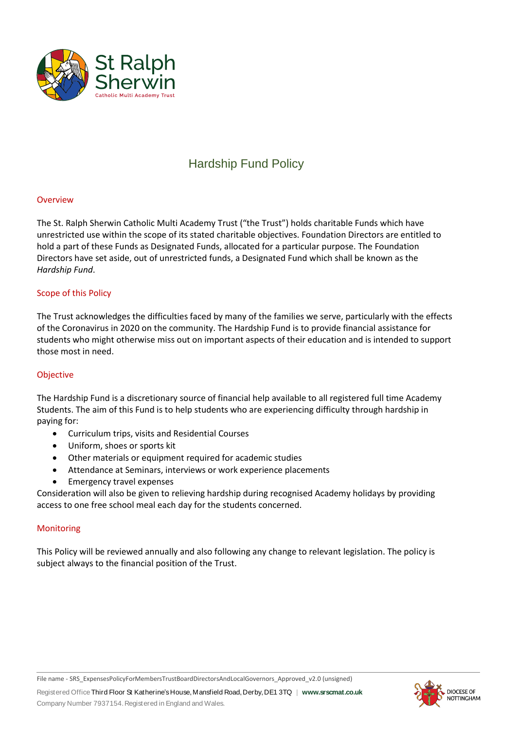# Hardship Fund Policy

## Overview

The St. Ralph Sherwin Catholic Multi Academy Trust ("the Trust") holds charitable Funds which have unrestricted use within the scope of its stated charitable objectives. Foundation Directors are entitled to hold a part of these Funds as Designated Funds, allocated for a particular purpose. The Foundation Directors have set aside, out of unrestricted funds, a Designated Fund which shall be known as the *Hardship Fund*.

## Scope of this Policy

The Trust acknowledges the difficulties faced by many of the families we serve, particularly with the effects of the Coronavirus in 2020 on the community. The Hardship Fund is to provide financial assistance for students who might otherwise miss out on important aspects of their education and is intended to support those most in need.

## Objective

The Hardship Fund is a discretionary source of financial help available to all registered full time Academy Students. The aim of this Fund is to help students who are experiencing difficulty through hardship in paying for:

- Curriculum trips, visits and Residential Courses
- Uniform, shoes or sports kit
- Other materials or equipment required for academic studies
- Attendance at Seminars, interviews or work experience placements
- Emergency travel expenses

Consideration will also be given to relieving hardship during recognised Academy holidays by providing access to one free school meal each day for the students concerned.

## Monitoring

This Policy will be reviewed annually and also following any change to relevant legislation. The policy is subject always to the financial position of the Trust.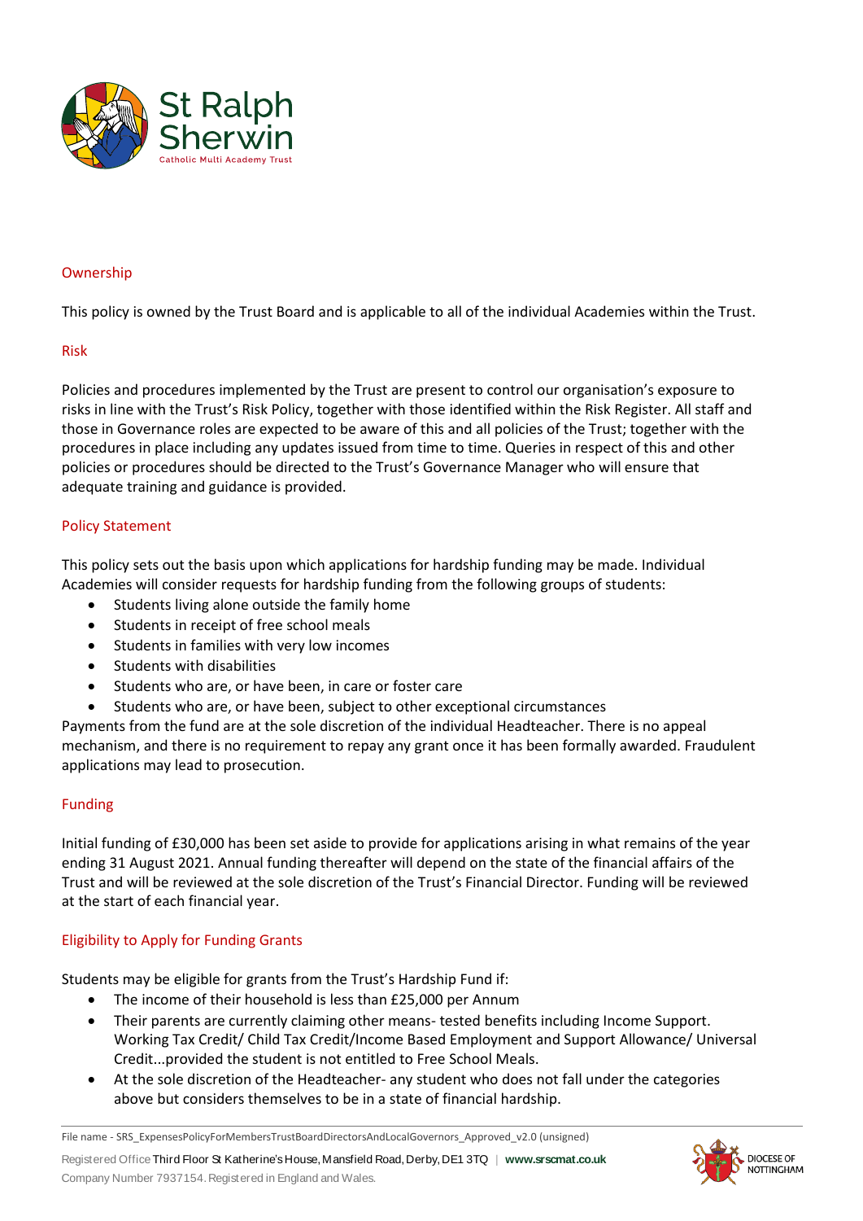## Ownership

This policy is owned by the Trust Board and is applicable to all of the individual Academies within the Trust.

## Risk

Policies and procedures implemented by the Trust are present to control our organisation's exposure to risks in line with the Trust's Risk Policy, together with those identified within the Risk Register. All staff and those in Governance roles are expected to be aware of this and all policies of the Trust; together with the procedures in place including any updates issued from time to time. Queries in respect of this and other policies or procedures should be directed to the Trust's Governance Manager who will ensure that adequate training and guidance is provided.

## Policy Statement

This policy sets out the basis upon which applications for hardship funding may be made. Individual Academies will consider requests for hardship funding from the following groups of students:

- Students living alone outside the family home
- Students in receipt of free school meals
- Students in families with very low incomes
- Students with disabilities
- Students who are, or have been, in care or foster care
- Students who are, or have been, subject to other exceptional circumstances

Payments from the fund are at the sole discretion of the individual Headteacher. There is no appeal mechanism, and there is no requirement to repay any grant once it has been formally awarded. Fraudulent applications may lead to prosecution.

## Funding

Initial funding of £30,000 has been set aside to provide for applications arising in what remains of the year ending 31 August 2021. Annual funding thereafter will depend on the state of the financial affairs of the Trust and will be reviewed at the sole discretion of the Trust's Financial Director. Funding will be reviewed at the start of each financial year.

## Eligibility to Apply for Funding Grants

Students may be eligible for grants from the Trust's Hardship Fund if:

- The income of their household is less than £25,000 per Annum
- Their parents are currently claiming other means- tested benefits including Income Support. Working Tax Credit/ Child Tax Credit/Income Based Employment and Support Allowance/ Universal Credit...provided the student is not entitled to Free School Meals.
- At the sole discretion of the Headteacher- any student who does not fall under the categories above but considers themselves to be in a state of financial hardship.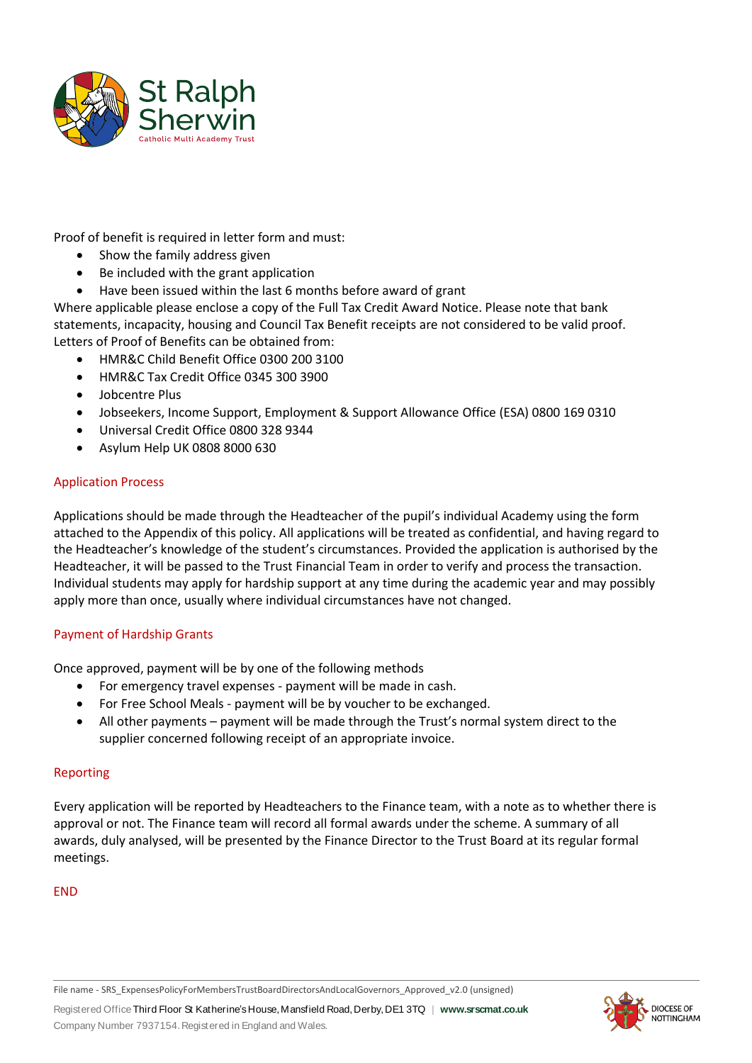Proof of benefit is required in letter form and must:

- Show the family address given
- Be included with the grant application
- Have been issued within the last 6 months before award of grant

Where applicable please enclose a copy of the Full Tax Credit Award Notice. Please note that bank statements, incapacity, housing and Council Tax Benefit receipts are not considered to be valid proof.
Letters of Proof of Benefits can be obtained from:

- HMR&C Child Benefit Office 0300 200 3100
- HMR&C Tax Credit Office 0345 300 3900
- Jobcentre Plus
- Jobseekers, Income Support, Employment & Support Allowance Office (ESA) 0800 169 0310
- Universal Credit Office 0800 328 9344
- Asylum Help UK 0808 8000 630

## Application Process

Applications should be made through the Headteacher of the pupil's individual Academy using the form attached to the Appendix of this policy. All applications will be treated as confidential, and having regard to the Headteacher's knowledge of the student's circumstances. Provided the application is authorised by the Headteacher, it will be passed to the Trust Financial Team in order to verify and process the transaction. Individual students may apply for hardship support at any time during the academic year and may possibly apply more than once, usually where individual circumstances have not changed.

## Payment of Hardship Grants

Once approved, payment will be by one of the following methods

- For emergency travel expenses - payment will be made in cash.
- For Free School Meals - payment will be by voucher to be exchanged.
- All other payments – payment will be made through the Trust's normal system direct to the supplier concerned following receipt of an appropriate invoice.

## Reporting

Every application will be reported by Headteachers to the Finance team, with a note as to whether there is approval or not. The Finance team will record all formal awards under the scheme. A summary of all awards, duly analysed, will be presented by the Finance Director to the Trust Board at its regular formal meetings.

END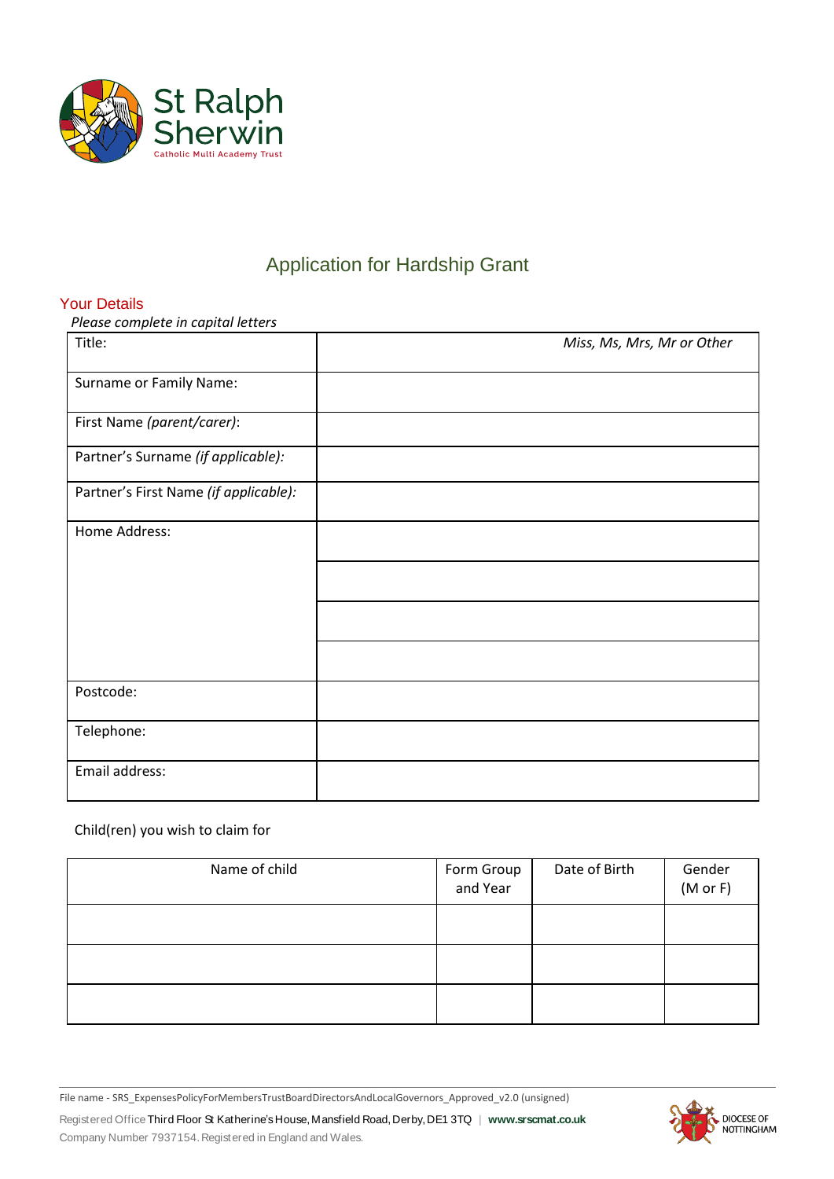# Application for Hardship Grant

## Your Details

*Please complete in capital letters*

| | |
|---|---|
| Title: | *Miss, Ms, Mrs, Mr or Other* |
| Surname or Family Name: | |
| First Name *(parent/carer)*: | |
| Partner's Surname *(if applicable)*: | |
| Partner's First Name *(if applicable)*: | |
| Home Address: | |
| | |
| | |
| | |
| Postcode: | |
| Telephone: | |
| Email address: | |

Child(ren) you wish to claim for

| Name of child | Form Group and Year | Date of Birth | Gender (M or F) |
|---|---|---|---|
| | | | |
| | | | |
| | | | |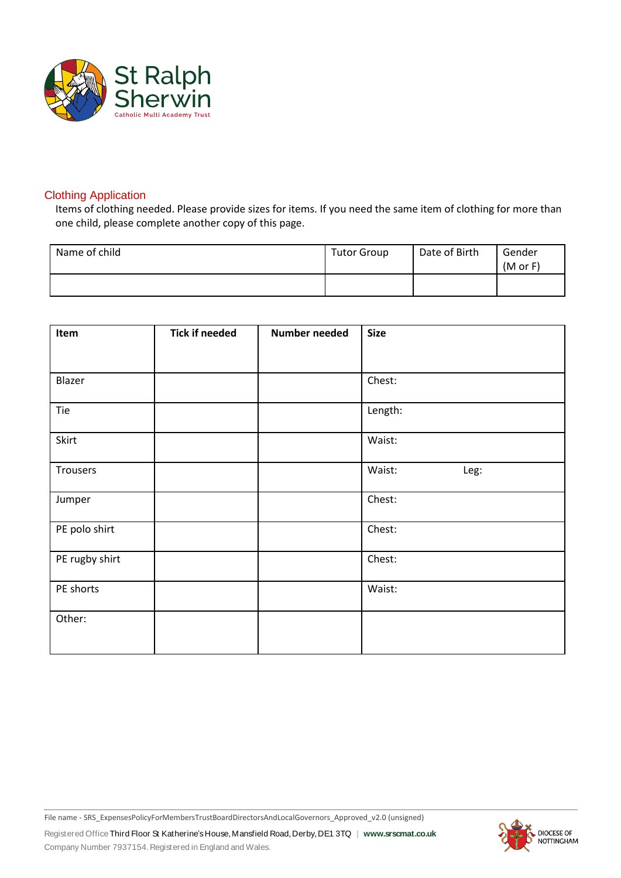## Clothing Application

Items of clothing needed. Please provide sizes for items. If you need the same item of clothing for more than one child, please complete another copy of this page.

| Name of child | Tutor Group | Date of Birth | Gender (M or F) |
|---|---|---|---|
| | | | |

| **Item** | **Tick if needed** | **Number needed** | **Size** |
|---|---|---|---|
| Blazer | | | Chest: |
| Tie | | | Length: |
| Skirt | | | Waist: |
| Trousers | | | Waist: Leg: |
| Jumper | | | Chest: |
| PE polo shirt | | | Chest: |
| PE rugby shirt | | | Chest: |
| PE shorts | | | Waist: |
| Other: | | | |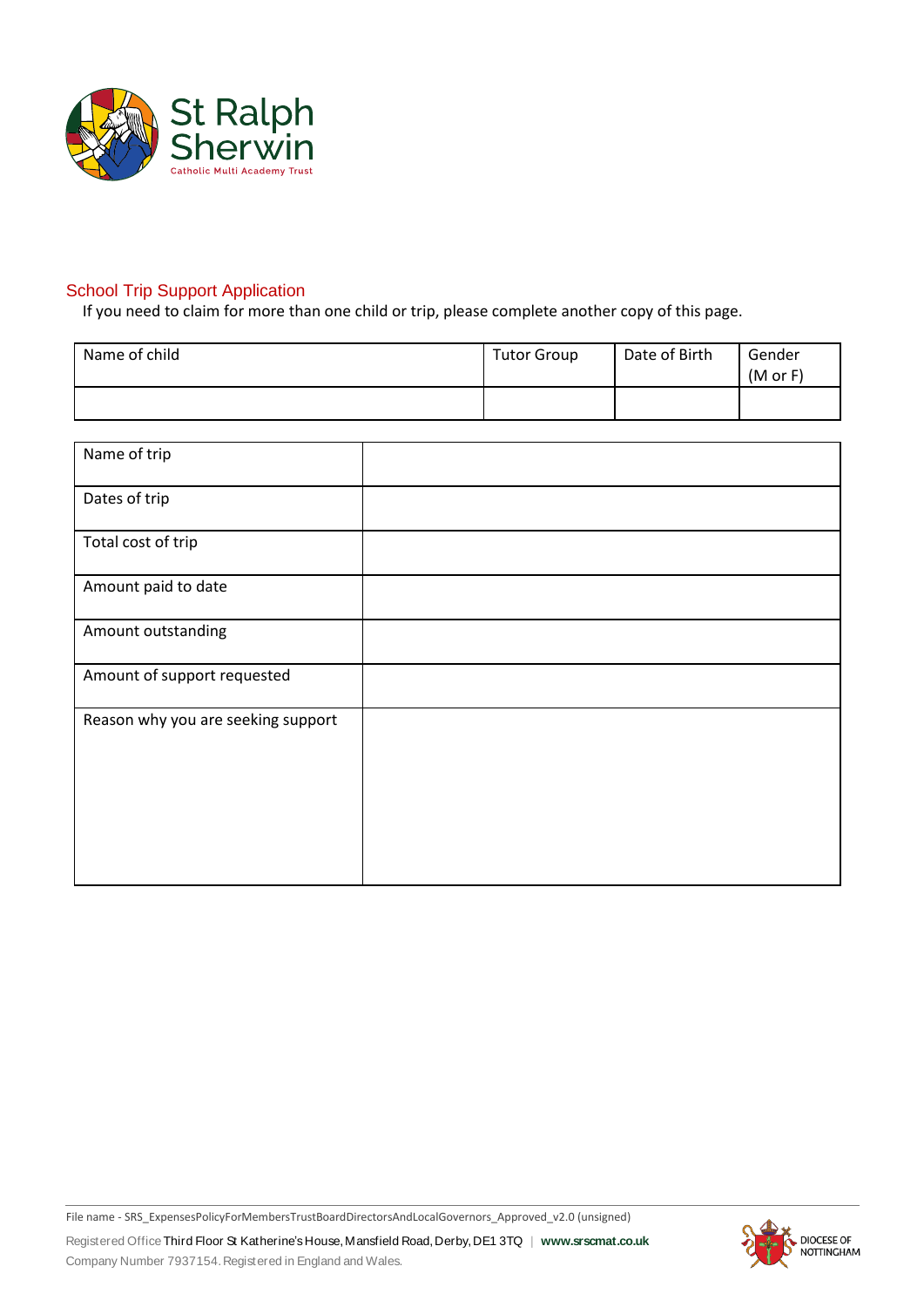## School Trip Support Application

If you need to claim for more than one child or trip, please complete another copy of this page.

| Name of child | Tutor Group | Date of Birth | Gender (M or F) |
|---|---|---|---|
| | | | |

| | |
|---|---|
| Name of trip | |
| Dates of trip | |
| Total cost of trip | |
| Amount paid to date | |
| Amount outstanding | |
| Amount of support requested | |
| Reason why you are seeking support | |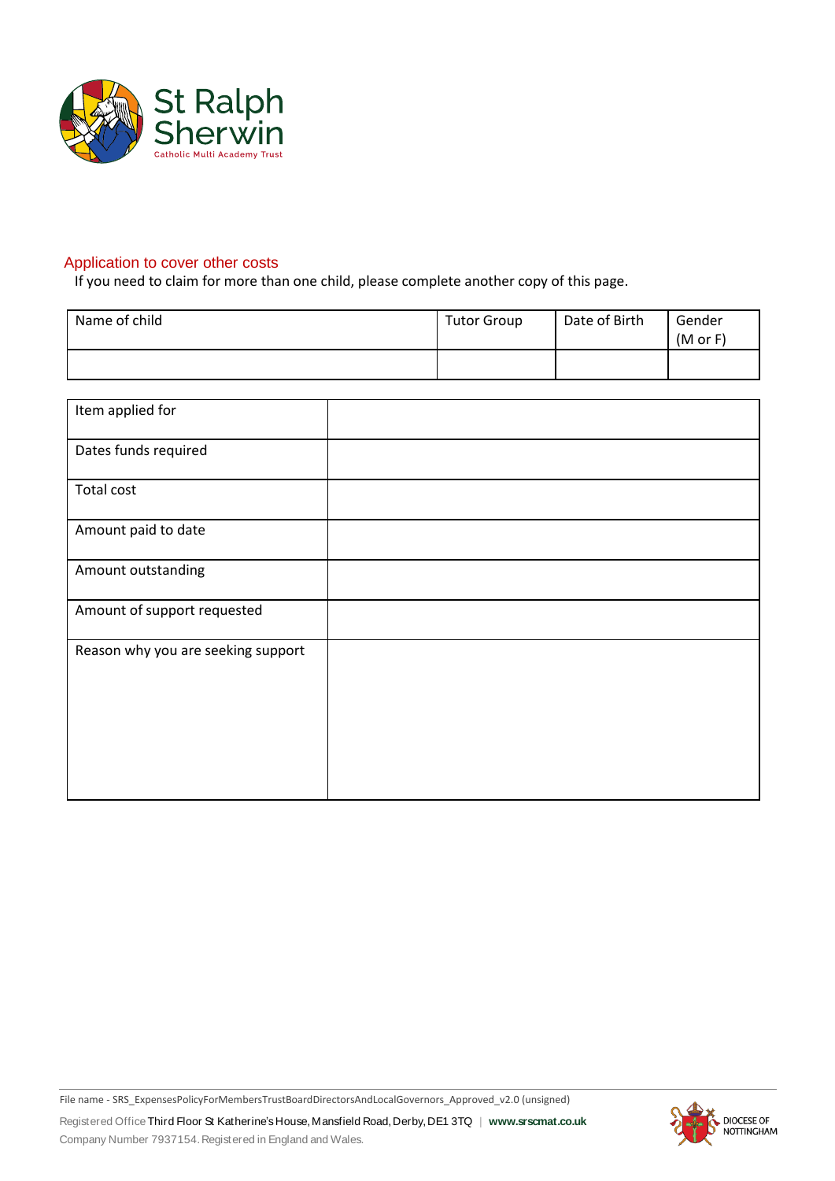## Application to cover other costs

If you need to claim for more than one child, please complete another copy of this page.

| Name of child | Tutor Group | Date of Birth | Gender (M or F) |
|---|---|---|---|
| | | | |

| | |
|---|---|
| Item applied for | |
| Dates funds required | |
| Total cost | |
| Amount paid to date | |
| Amount outstanding | |
| Amount of support requested | |
| Reason why you are seeking support | |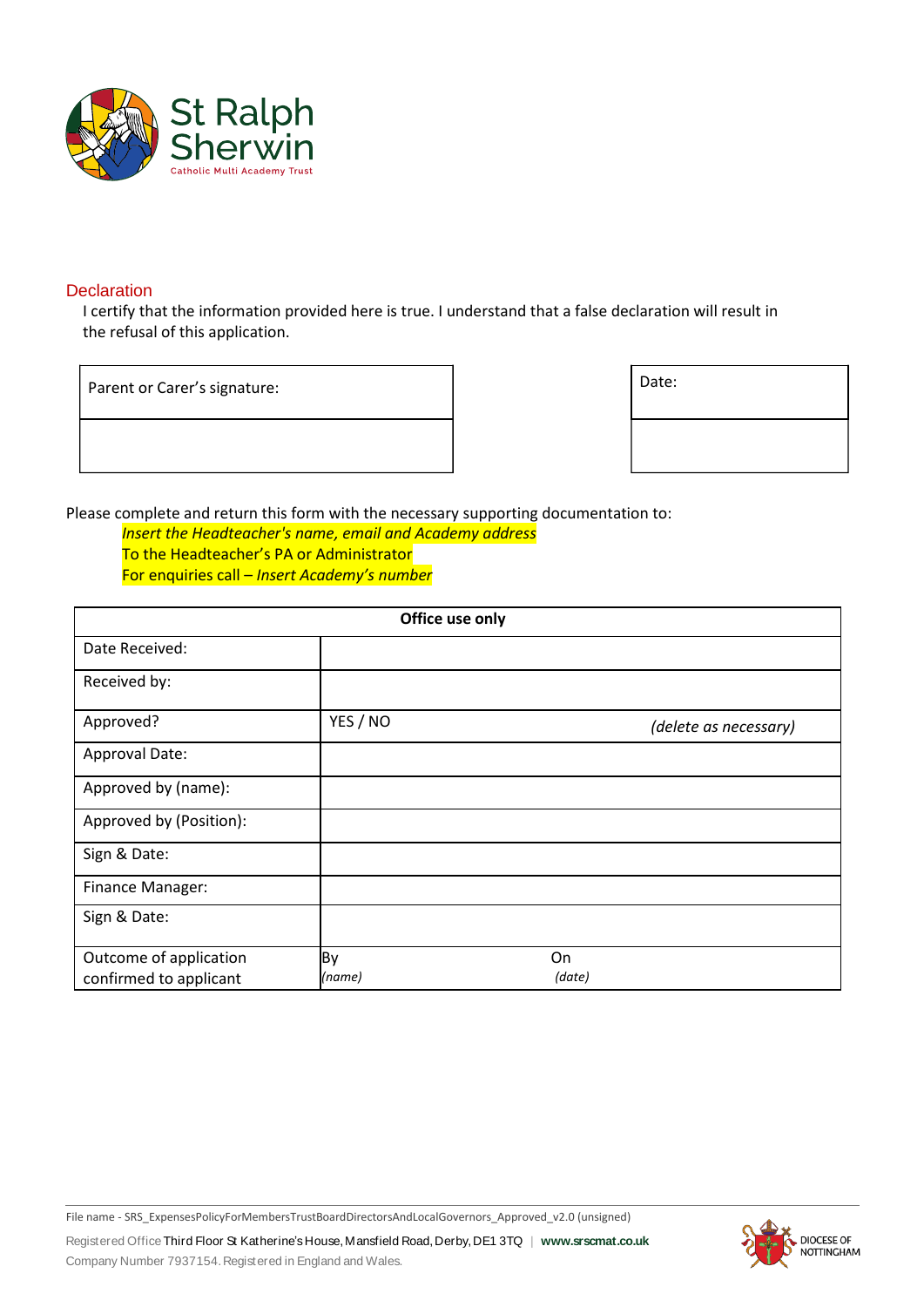## Declaration

I certify that the information provided here is true. I understand that a false declaration will result in the refusal of this application.

| Parent or Carer's signature: |
|---|
| |

| Date: |
|---|
| |

Please complete and return this form with the necessary supporting documentation to:

*Insert the Headteacher's name, email and Academy address*
To the Headteacher's PA or Administrator
For enquiries call – *Insert Academy's number*

| Office use only | | |
|---|---|---|
| Date Received: | | |
| Received by: | | |
| Approved? | YES / NO | *(delete as necessary)* |
| Approval Date: | | |
| Approved by (name): | | |
| Approved by (Position): | | |
| Sign & Date: | | |
| Finance Manager: | | |
| Sign & Date: | | |
| Outcome of application confirmed to applicant | By *(name)* | On *(date)* |

File name - SRS_ExpensesPolicyForMembersTrustBoardDirectorsAndLocalGovernors_Approved_v2.0 (unsigned)

Registered Office Third Floor St Katherine's House, Mansfield Road, Derby, DE1 3TQ | www.srscmat.co.uk
Company Number 7937154. Registered in England and Wales.